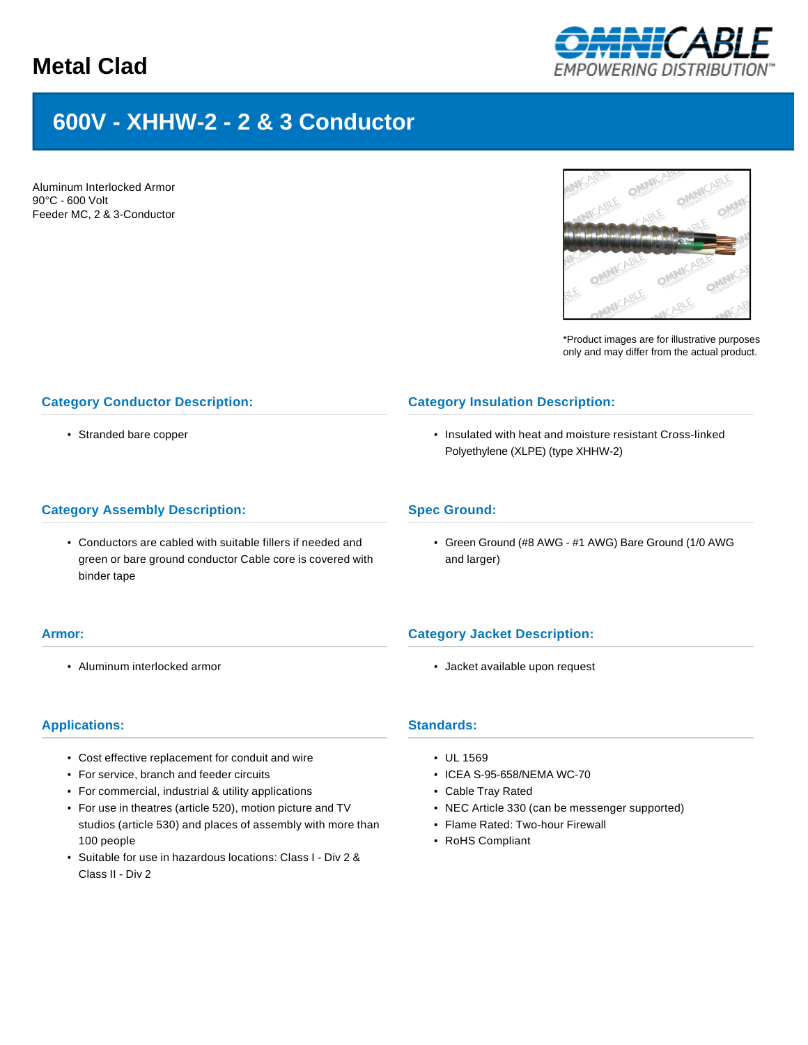# Metal Clad

## 600V - XHHW-2 - 2 & 3 Conductor

Aluminum Interlocked Armor
90°C - 600 Volt
Feeder MC, 2 & 3-Conductor

*Product images are for illustrative purposes only and may differ from the actual product.

### Category Conductor Description:

- Stranded bare copper

### Category Insulation Description:

- Insulated with heat and moisture resistant Cross-linked Polyethylene (XLPE) (type XHHW-2)

### Category Assembly Description:

- Conductors are cabled with suitable fillers if needed and green or bare ground conductor Cable core is covered with binder tape

### Spec Ground:

- Green Ground (#8 AWG - #1 AWG) Bare Ground (1/0 AWG and larger)

### Armor:

- Aluminum interlocked armor

### Category Jacket Description:

- Jacket available upon request

### Applications:

- Cost effective replacement for conduit and wire
- For service, branch and feeder circuits
- For commercial, industrial & utility applications
- For use in theatres (article 520), motion picture and TV studios (article 530) and places of assembly with more than 100 people
- Suitable for use in hazardous locations: Class I - Div 2 & Class II - Div 2

### Standards:

- UL 1569
- ICEA S-95-658/NEMA WC-70
- Cable Tray Rated
- NEC Article 330 (can be messenger supported)
- Flame Rated: Two-hour Firewall
- RoHS Compliant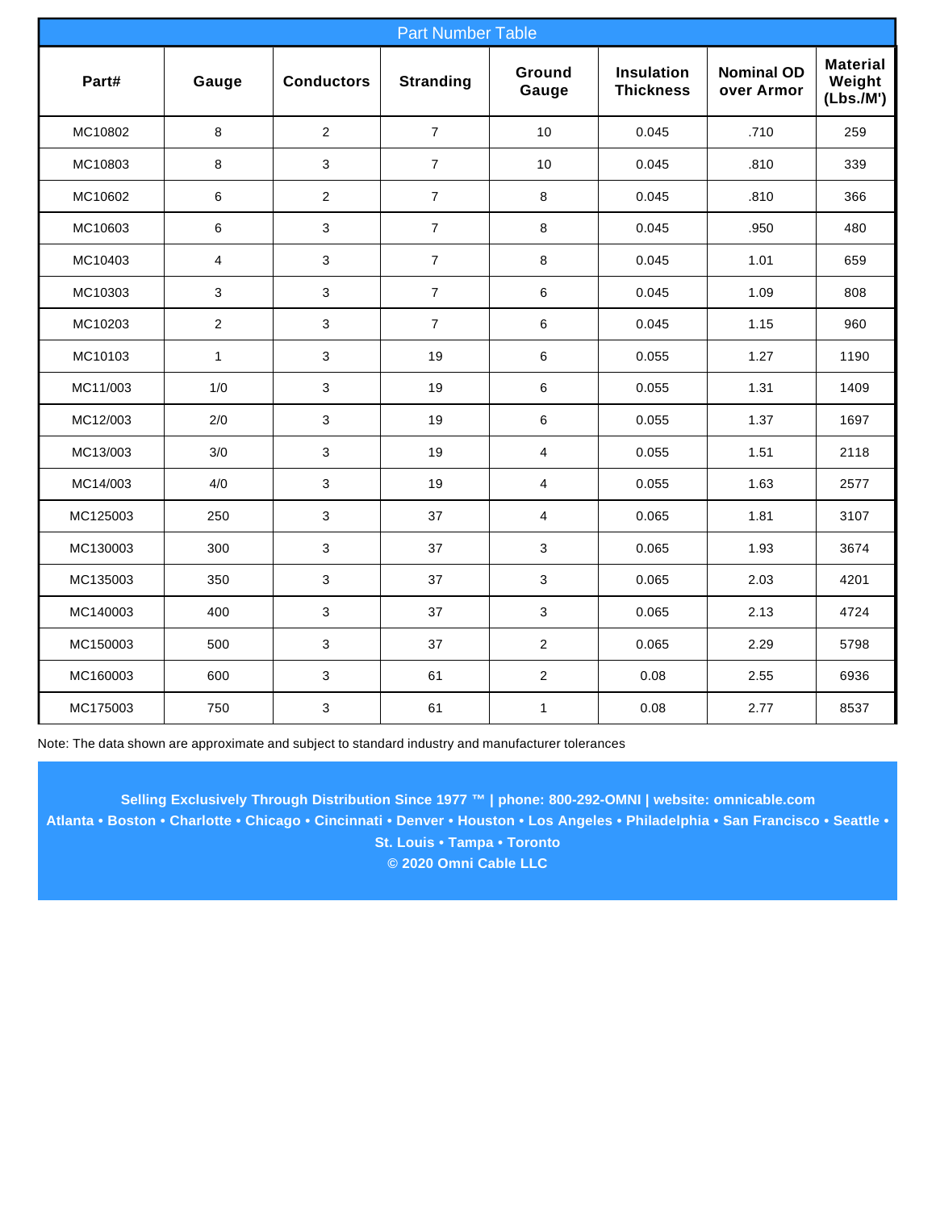## Part Number Table

| Part# | Gauge | Conductors | Stranding | Ground Gauge | Insulation Thickness | Nominal OD over Armor | Material Weight (Lbs./M') |
|---|---|---|---|---|---|---|---|
| MC10802 | 8 | 2 | 7 | 10 | 0.045 | .710 | 259 |
| MC10803 | 8 | 3 | 7 | 10 | 0.045 | .810 | 339 |
| MC10602 | 6 | 2 | 7 | 8 | 0.045 | .810 | 366 |
| MC10603 | 6 | 3 | 7 | 8 | 0.045 | .950 | 480 |
| MC10403 | 4 | 3 | 7 | 8 | 0.045 | 1.01 | 659 |
| MC10303 | 3 | 3 | 7 | 6 | 0.045 | 1.09 | 808 |
| MC10203 | 2 | 3 | 7 | 6 | 0.045 | 1.15 | 960 |
| MC10103 | 1 | 3 | 19 | 6 | 0.055 | 1.27 | 1190 |
| MC11/003 | 1/0 | 3 | 19 | 6 | 0.055 | 1.31 | 1409 |
| MC12/003 | 2/0 | 3 | 19 | 6 | 0.055 | 1.37 | 1697 |
| MC13/003 | 3/0 | 3 | 19 | 4 | 0.055 | 1.51 | 2118 |
| MC14/003 | 4/0 | 3 | 19 | 4 | 0.055 | 1.63 | 2577 |
| MC125003 | 250 | 3 | 37 | 4 | 0.065 | 1.81 | 3107 |
| MC130003 | 300 | 3 | 37 | 3 | 0.065 | 1.93 | 3674 |
| MC135003 | 350 | 3 | 37 | 3 | 0.065 | 2.03 | 4201 |
| MC140003 | 400 | 3 | 37 | 3 | 0.065 | 2.13 | 4724 |
| MC150003 | 500 | 3 | 37 | 2 | 0.065 | 2.29 | 5798 |
| MC160003 | 600 | 3 | 61 | 2 | 0.08 | 2.55 | 6936 |
| MC175003 | 750 | 3 | 61 | 1 | 0.08 | 2.77 | 8537 |

Note: The data shown are approximate and subject to standard industry and manufacturer tolerances

**Selling Exclusively Through Distribution Since 1977 ™ | phone: 800-292-OMNI | website: omnicable.com**
**Atlanta • Boston • Charlotte • Chicago • Cincinnati • Denver • Houston • Los Angeles • Philadelphia • San Francisco • Seattle • St. Louis • Tampa • Toronto**
**© 2020 Omni Cable LLC**